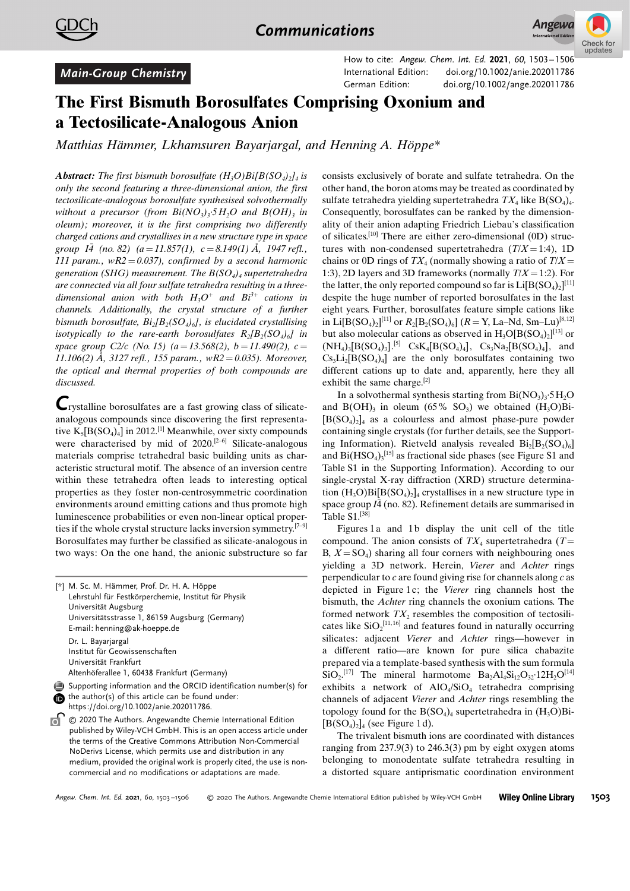Main-Group Chemistry

How to cite: *Angew. Chem. Int. Ed.* **2021**, *60*, 1503–1506
International Edition: doi.org/10.1002/anie.202011786
German Edition: doi.org/10.1002/ange.202011786

# The First Bismuth Borosulfates Comprising Oxonium and a Tectosilicate-Analogous Anion

*Matthias Hämmer, Lkhamsuren Bayarjargal, and Henning A. Höppe\**

***Abstract:*** *The first bismuth borosulfate $(H_3O)Bi[B(SO_4)_2]_4$ is only the second featuring a three-dimensional anion, the first tectosilicate-analogous borosulfate synthesised solvothermally without a precursor (from $Bi(NO_3)_3 \cdot 5H_2O$ and $B(OH)_3$ in oleum); moreover, it is the first comprising two differently charged cations and crystallises in a new structure type in space group $I\bar{4}$ (no. 82) ($a=11.857(1)$, $c=8.149(1)$ Å, 1947 refl., 111 param., $wR2=0.037$), confirmed by a second harmonic generation (SHG) measurement. The $B(SO_4)_4$ supertetrahedra are connected via all four sulfate tetrahedra resulting in a three-dimensional anion with both $H_3O^+$ and $Bi^{3+}$ cations in channels. Additionally, the crystal structure of a further bismuth borosulfate, $Bi_2[B_2(SO_4)_6]$, is elucidated crystallising isotypically to the rare-earth borosulfates $R_2[B_2(SO_4)_6]$ in space group $C2/c$ (No. 15) ($a=13.568(2)$, $b=11.490(2)$, $c=11.106(2)$ Å, 3127 refl., 155 param., $wR2=0.035$). Moreover, the optical and thermal properties of both compounds are discussed.*

Crystalline borosulfates are a fast growing class of silicate-analogous compounds since discovering the first representative $K_5[B(SO_4)_4]$ in 2012.[1] Meanwhile, over sixty compounds were characterised by mid of 2020.[2–6] Silicate-analogous materials comprise tetrahedral basic building units as characteristic structural motif. The absence of an inversion centre within these tetrahedra often leads to interesting optical properties as they foster non-centrosymmetric coordination environments around emitting cations and thus promote high luminescence probabilities or even non-linear optical properties if the whole crystal structure lacks inversion symmetry.[7–9] Borosulfates may further be classified as silicate-analogous in two ways: On the one hand, the anionic substructure so far consists exclusively of borate and sulfate tetrahedra. On the other hand, the boron atoms may be treated as coordinated by sulfate tetrahedra yielding supertetrahedra $TX_4$ like $B(SO_4)_4$. Consequently, borosulfates can be ranked by the dimensionality of their anion adapting Friedrich Liebau's classification of silicates.[10] There are either zero-dimensional (0D) structures with non-condensed supertetrahedra ($T/X=1{:}4$), 1D chains or 0D rings of $TX_4$ (normally showing a ratio of $T/X=1{:}3$), 2D layers and 3D frameworks (normally $T/X=1{:}2$). For the latter, the only reported compound so far is $Li[B(SO_4)_2]$[11] despite the huge number of reported borosulfates in the last eight years. Further, borosulfates feature simple cations like in $Li[B(SO_4)_2]$[11] or $R_2[B_2(SO_4)_6]$ ($R=$ Y, La–Nd, Sm–Lu)[8,12] but also molecular cations as observed in $H_3O[B(SO_4)_2]$[13] or $(NH_4)_3[B(SO_4)_3]$.[5] $CsK_4[B(SO_4)_4]$, $Cs_3Na_2[B(SO_4)_4]$, and $Cs_3Li_2[B(SO_4)_4]$ are the only borosulfates containing two different cations up to date and, apparently, here they all exhibit the same charge.[2]

In a solvothermal synthesis starting from $Bi(NO_3)_3 \cdot 5H_2O$ and $B(OH)_3$ in oleum (65% $SO_3$) we obtained $(H_3O)Bi[B(SO_4)_2]_4$ as a colourless and almost phase-pure powder containing single crystals (for further details, see the Supporting Information). Rietveld analysis revealed $Bi_2[B_2(SO_4)_6]$ and $Bi(HSO_4)_3$[15] as fractional side phases (see Figure S1 and Table S1 in the Supporting Information). According to our single-crystal X-ray diffraction (XRD) structure determination $(H_3O)Bi[B(SO_4)_2]_4$ crystallises in a new structure type in space group $I\bar{4}$ (no. 82). Refinement details are summarised in Table S1.[38]

Figures 1a and 1b display the unit cell of the title compound. The anion consists of $TX_4$ supertetrahedra ($T=$ B, $X=SO_4$) sharing all four corners with neighbouring ones yielding a 3D network. Herein, *Vierer* and *Achter* rings perpendicular to *c* are found giving rise for channels along *c* as depicted in Figure 1c; the *Vierer* ring channels host the bismuth, the *Achter* ring channels the oxonium cations. The formed network $TX_2$ resembles the composition of tectosilicates like $SiO_2$[11,16] and features found in naturally occurring silicates: adjacent *Vierer* and *Achter* rings—however in a different ratio—are known for pure silica chabazite prepared via a template-based synthesis with the sum formula $SiO_2$.[17] The mineral harmotome $Ba_2Al_4Si_{12}O_{32} \cdot 12H_2O$[14] exhibits a network of $AlO_4/SiO_4$ tetrahedra comprising channels of adjacent *Vierer* and *Achter* rings resembling the topology found for the $B(SO_4)_4$ supertetrahedra in $(H_3O)Bi[B(SO_4)_2]_4$ (see Figure 1d).

The trivalent bismuth ions are coordinated with distances ranging from 237.9(3) to 246.3(3) pm by eight oxygen atoms belonging to monodentate sulfate tetrahedra resulting in a distorted square antiprismatic coordination environment

---

[\*] M. Sc. M. Hämmer, Prof. Dr. H. A. Höppe
Lehrstuhl für Festkörperchemie, Institut für Physik
Universität Augsburg
Universitätsstrasse 1, 86159 Augsburg (Germany)
E-mail: henning@ak-hoeppe.de

Dr. L. Bayarjargal
Institut für Geowissenschaften
Universität Frankfurt
Altenhöferallee 1, 60438 Frankfurt (Germany)

Supporting information and the ORCID identification number(s) for the author(s) of this article can be found under: https://doi.org/10.1002/anie.202011786.

© 2020 The Authors. Angewandte Chemie International Edition published by Wiley-VCH GmbH. This is an open access article under the terms of the Creative Commons Attribution Non-Commercial NoDerivs License, which permits use and distribution in any medium, provided the original work is properly cited, the use is non-commercial and no modifications or adaptations are made.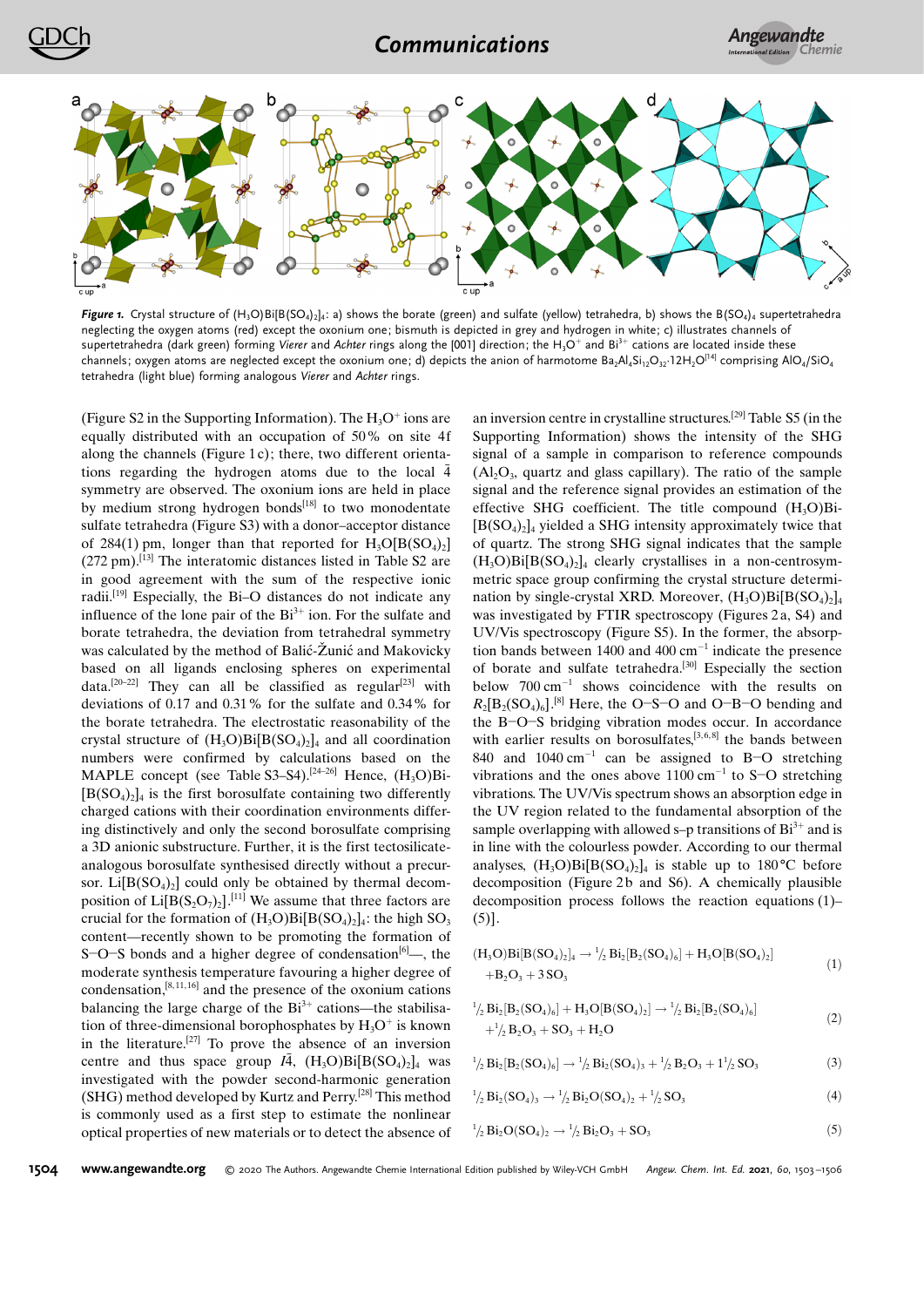**Figure 1.** Crystal structure of $(H_3O)Bi[B(SO_4)_2]_4$: a) shows the borate (green) and sulfate (yellow) tetrahedra, b) shows the $B(SO_4)_4$ supertetrahedra neglecting the oxygen atoms (red) except the oxonium one; bismuth is depicted in grey and hydrogen in white; c) illustrates channels of supertetrahedra (dark green) forming *Vierer* and *Achter* rings along the [001] direction; the $H_3O^+$ and $Bi^{3+}$ cations are located inside these channels; oxygen atoms are neglected except the oxonium one; d) depicts the anion of harmotome $Ba_2Al_4Si_{12}O_{32}\cdot 12H_2O$[14] comprising $AlO_4/SiO_4$ tetrahedra (light blue) forming analogous *Vierer* and *Achter* rings.

(Figure S2 in the Supporting Information). The $H_3O^+$ ions are equally distributed with an occupation of 50% on site 4f along the channels (Figure 1c); there, two different orientations regarding the hydrogen atoms due to the local $\bar{4}$ symmetry are observed. The oxonium ions are held in place by medium strong hydrogen bonds[18] to two monodentate sulfate tetrahedra (Figure S3) with a donor–acceptor distance of 284(1) pm, longer than that reported for $H_3O[B(SO_4)_2]$ (272 pm).[13] The interatomic distances listed in Table S2 are in good agreement with the sum of the respective ionic radii.[19] Especially, the Bi–O distances do not indicate any influence of the lone pair of the $Bi^{3+}$ ion. For the sulfate and borate tetrahedra, the deviation from tetrahedral symmetry was calculated by the method of Balić-Žunić and Makovicky based on all ligands enclosing spheres on experimental data.[20–22] They can all be classified as regular[23] with deviations of 0.17 and 0.31% for the sulfate and 0.34% for the borate tetrahedra. The electrostatic reasonability of the crystal structure of $(H_3O)Bi[B(SO_4)_2]_4$ and all coordination numbers were confirmed by calculations based on the MAPLE concept (see Table S3–S4).[24–26] Hence, $(H_3O)Bi[B(SO_4)_2]_4$ is the first borosulfate containing two differently charged cations with their coordination environments differing distinctively and only the second borosulfate comprising a 3D anionic substructure. Further, it is the first tectosilicate-analogous borosulfate synthesised directly without a precursor. $Li[B(SO_4)_2]$ could only be obtained by thermal decomposition of $Li[B(S_2O_7)_2]$.[11] We assume that three factors are crucial for the formation of $(H_3O)Bi[B(SO_4)_2]_4$: the high $SO_3$ content—recently shown to be promoting the formation of S–O–S bonds and a higher degree of condensation[6]—, the moderate synthesis temperature favouring a higher degree of condensation,[8,11,16] and the presence of the oxonium cations balancing the large charge of the $Bi^{3+}$ cations—the stabilisation of three-dimensional borophosphates by $H_3O^+$ is known in the literature.[27] To prove the absence of an inversion centre and thus space group $I\bar{4}$, $(H_3O)Bi[B(SO_4)_2]_4$ was investigated with the powder second-harmonic generation (SHG) method developed by Kurtz and Perry.[28] This method is commonly used as a first step to estimate the nonlinear optical properties of new materials or to detect the absence of an inversion centre in crystalline structures.[29] Table S5 (in the Supporting Information) shows the intensity of the SHG signal of a sample in comparison to reference compounds ($Al_2O_3$, quartz and glass capillary). The ratio of the sample signal and the reference signal provides an estimation of the effective SHG coefficient. The title compound $(H_3O)Bi[B(SO_4)_2]_4$ yielded a SHG intensity approximately twice that of quartz. The strong SHG signal indicates that the sample $(H_3O)Bi[B(SO_4)_2]_4$ clearly crystallises in a non-centrosymmetric space group confirming the crystal structure determination by single-crystal XRD. Moreover, $(H_3O)Bi[B(SO_4)_2]_4$ was investigated by FTIR spectroscopy (Figures 2a, S4) and UV/Vis spectroscopy (Figure S5). In the former, the absorption bands between 1400 and 400 $cm^{-1}$ indicate the presence of borate and sulfate tetrahedra.[30] Especially the section below 700 $cm^{-1}$ shows coincidence with the results on $R_2[B_2(SO_4)_6]$.[8] Here, the O–S–O and O–B–O bending and the B–O–S bridging vibration modes occur. In accordance with earlier results on borosulfates,[3,6,8] the bands between 840 and 1040 $cm^{-1}$ can be assigned to B–O stretching vibrations and the ones above 1100 $cm^{-1}$ to S–O stretching vibrations. The UV/Vis spectrum shows an absorption edge in the UV region related to the fundamental absorption of the sample overlapping with allowed s–p transitions of $Bi^{3+}$ and is in line with the colourless powder. According to our thermal analyses, $(H_3O)Bi[B(SO_4)_2]_4$ is stable up to 180 °C before decomposition (Figure 2b and S6). A chemically plausible decomposition process follows the reaction equations (1)–(5)].

$$(H_3O)Bi[B(SO_4)_2]_4 \rightarrow \tfrac{1}{2}\,Bi_2[B_2(SO_4)_6] + H_3O[B(SO_4)_2] + B_2O_3 + 3\,SO_3 \tag{1}$$

$$\tfrac{1}{2}\,Bi_2[B_2(SO_4)_6] + H_3O[B(SO_4)_2] \rightarrow \tfrac{1}{2}\,Bi_2[B_2(SO_4)_6] + \tfrac{1}{2}\,B_2O_3 + SO_3 + H_2O \tag{2}$$

$$\tfrac{1}{2}\,Bi_2[B_2(SO_4)_6] \rightarrow \tfrac{1}{2}\,Bi_2(SO_4)_3 + \tfrac{1}{2}\,B_2O_3 + 1\tfrac{1}{2}\,SO_3 \tag{3}$$

$$\tfrac{1}{2}\,Bi_2(SO_4)_3 \rightarrow \tfrac{1}{2}\,Bi_2O(SO_4)_2 + \tfrac{1}{2}\,SO_3 \tag{4}$$

$$\tfrac{1}{2}\,Bi_2O(SO_4)_2 \rightarrow \tfrac{1}{2}\,Bi_2O_3 + SO_3 \tag{5}$$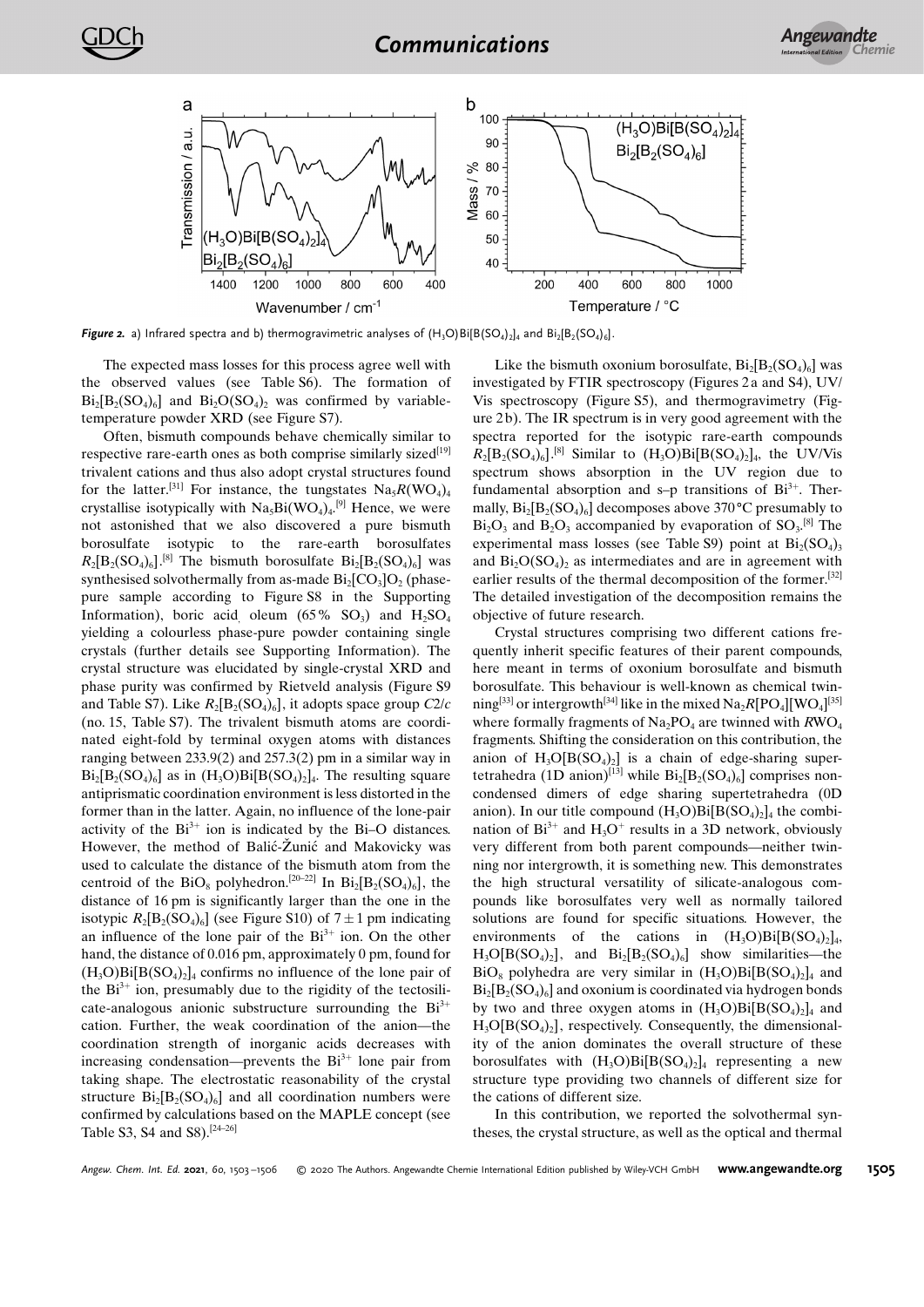**Figure 2.** a) Infrared spectra and b) thermogravimetric analyses of $(H_3O)Bi[B(SO_4)_2]_4$ and $Bi_2[B_2(SO_4)_6]$.

The expected mass losses for this process agree well with the observed values (see Table S6). The formation of $Bi_2[B_2(SO_4)_6]$ and $Bi_2O(SO_4)_2$ was confirmed by variable-temperature powder XRD (see Figure S7).

Often, bismuth compounds behave chemically similar to respective rare-earth ones as both comprise similarly sized[19] trivalent cations and thus also adopt crystal structures found for the latter.[31] For instance, the tungstates $Na_5R(WO_4)_4$ crystallise isotypically with $Na_5Bi(WO_4)_4$.[9] Hence, we were not astonished that we also discovered a pure bismuth borosulfate isotypic to the rare-earth borosulfates $R_2[B_2(SO_4)_6]$.[8] The bismuth borosulfate $Bi_2[B_2(SO_4)_6]$ was synthesised solvothermally from as-made $Bi_2[CO_3]O_2$ (phase-pure sample according to Figure S8 in the Supporting Information), boric acid, oleum (65% $SO_3$) and $H_2SO_4$ yielding a colourless phase-pure powder containing single crystals (further details see Supporting Information). The crystal structure was elucidated by single-crystal XRD and phase purity was confirmed by Rietveld analysis (Figure S9 and Table S7). Like $R_2[B_2(SO_4)_6]$, it adopts space group $C2/c$ (no. 15, Table S7). The trivalent bismuth atoms are coordinated eight-fold by terminal oxygen atoms with distances ranging between 233.9(2) and 257.3(2) pm in a similar way in $Bi_2[B_2(SO_4)_6]$ as in $(H_3O)Bi[B(SO_4)_2]_4$. The resulting square antiprismatic coordination environment is less distorted in the former than in the latter. Again, no influence of the lone-pair activity of the $Bi^{3+}$ ion is indicated by the Bi–O distances. However, the method of Balić-Žunić and Makovicky was used to calculate the distance of the bismuth atom from the centroid of the $BiO_8$ polyhedron.[20–22] In $Bi_2[B_2(SO_4)_6]$, the distance of 16 pm is significantly larger than the one in the isotypic $R_2[B_2(SO_4)_6]$ (see Figure S10) of $7\pm1$ pm indicating an influence of the lone pair of the $Bi^{3+}$ ion. On the other hand, the distance of 0.016 pm, approximately 0 pm, found for $(H_3O)Bi[B(SO_4)_2]_4$ confirms no influence of the lone pair of the $Bi^{3+}$ ion, presumably due to the rigidity of the tectosilicate-analogous anionic substructure surrounding the $Bi^{3+}$ cation. Further, the weak coordination of the anion—the coordination strength of inorganic acids decreases with increasing condensation—prevents the $Bi^{3+}$ lone pair from taking shape. The electrostatic reasonability of the crystal structure $Bi_2[B_2(SO_4)_6]$ and all coordination numbers were confirmed by calculations based on the MAPLE concept (see Table S3, S4 and S8).[24–26]

Like the bismuth oxonium borosulfate, $Bi_2[B_2(SO_4)_6]$ was investigated by FTIR spectroscopy (Figures 2a and S4), UV/Vis spectroscopy (Figure S5), and thermogravimetry (Figure 2b). The IR spectrum is in very good agreement with the spectra reported for the isotypic rare-earth compounds $R_2[B_2(SO_4)_6]$.[8] Similar to $(H_3O)Bi[B(SO_4)_2]_4$, the UV/Vis spectrum shows absorption in the UV region due to fundamental absorption and s–p transitions of $Bi^{3+}$. Thermally, $Bi_2[B_2(SO_4)_6]$ decomposes above 370 °C presumably to $Bi_2O_3$ and $B_2O_3$ accompanied by evaporation of $SO_3$.[8] The experimental mass losses (see Table S9) point at $Bi_2(SO_4)_3$ and $Bi_2O(SO_4)_2$ as intermediates and are in agreement with earlier results of the thermal decomposition of the former.[32] The detailed investigation of the decomposition remains the objective of future research.

Crystal structures comprising two different cations frequently inherit specific features of their parent compounds, here meant in terms of oxonium borosulfate and bismuth borosulfate. This behaviour is well-known as chemical twinning[33] or intergrowth[34] like in the mixed $Na_2R[PO_4][WO_4]$[35] where formally fragments of $Na_2PO_4$ are twinned with $RWO_4$ fragments. Shifting the consideration on this contribution, the anion of $H_3O[B(SO_4)_2]$ is a chain of edge-sharing supertetrahedra (1D anion)[13] while $Bi_2[B_2(SO_4)_6]$ comprises non-condensed dimers of edge sharing supertetrahedra (0D anion). In our title compound $(H_3O)Bi[B(SO_4)_2]_4$ the combination of $Bi^{3+}$ and $H_3O^+$ results in a 3D network, obviously very different from both parent compounds—neither twinning nor intergrowth, it is something new. This demonstrates the high structural versatility of silicate-analogous compounds like borosulfates very well as normally tailored solutions are found for specific situations. However, the environments of the cations in $(H_3O)Bi[B(SO_4)_2]_4$, $H_3O[B(SO_4)_2]$, and $Bi_2[B_2(SO_4)_6]$ show similarities—the $BiO_8$ polyhedra are very similar in $(H_3O)Bi[B(SO_4)_2]_4$ and $Bi_2[B_2(SO_4)_6]$ and oxonium is coordinated via hydrogen bonds by two and three oxygen atoms in $(H_3O)Bi[B(SO_4)_2]_4$ and $H_3O[B(SO_4)_2]$, respectively. Consequently, the dimensionality of the anion dominates the overall structure of these borosulfates with $(H_3O)Bi[B(SO_4)_2]_4$ representing a new structure type providing two channels of different size for the cations of different size.

In this contribution, we reported the solvothermal syntheses, the crystal structure, as well as the optical and thermal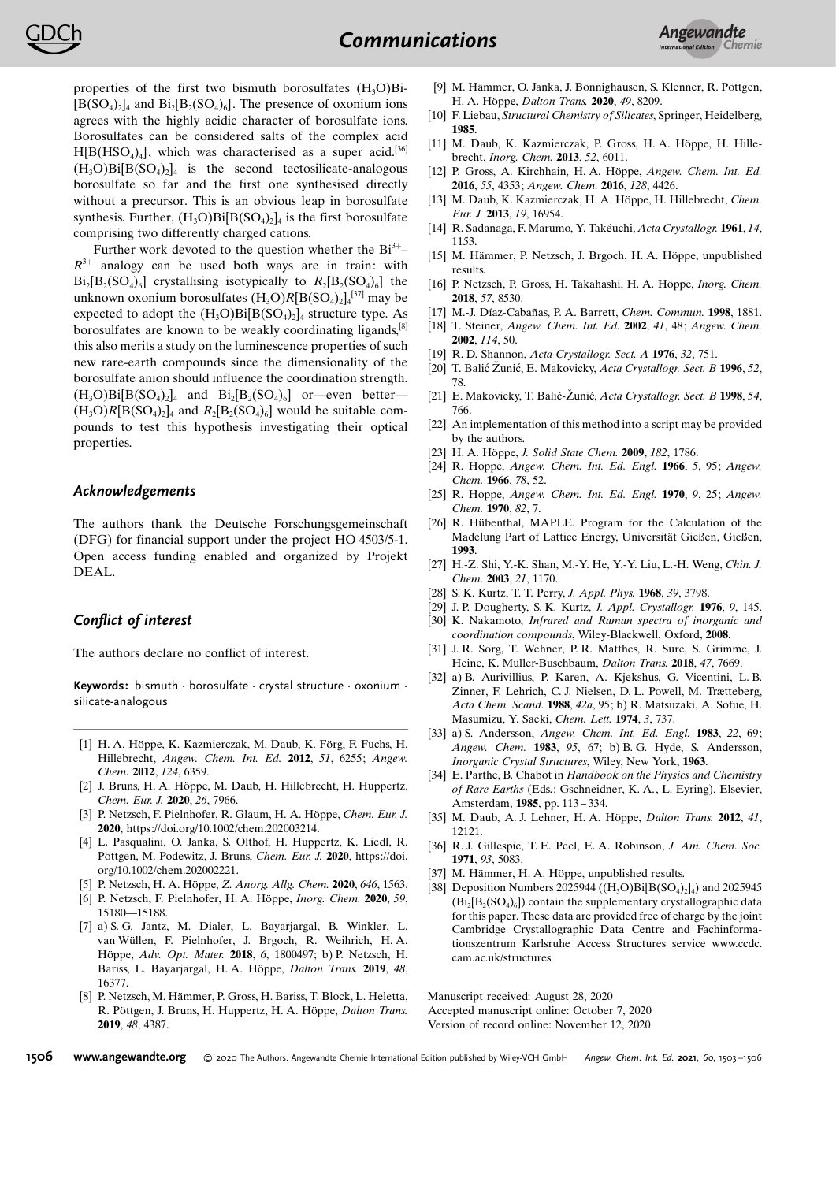properties of the first two bismuth borosulfates $(H_3O)Bi[B(SO_4)_2]_4$ and $Bi_2[B_2(SO_4)_6]$. The presence of oxonium ions agrees with the highly acidic character of borosulfate ions. Borosulfates can be considered salts of the complex acid $H[B(HSO_4)_4]$, which was characterised as a super acid.[36] $(H_3O)Bi[B(SO_4)_2]_4$ is the second tectosilicate-analogous borosulfate so far and the first one synthesised directly without a precursor. This is an obvious leap in borosulfate synthesis. Further, $(H_3O)Bi[B(SO_4)_2]_4$ is the first borosulfate comprising two differently charged cations.

Further work devoted to the question whether the $Bi^{3+}$–$R^{3+}$ analogy can be used both ways are in train: with $Bi_2[B_2(SO_4)_6]$ crystallising isotypically to $R_2[B_2(SO_4)_6]$ the unknown oxonium borosulfates $(H_3O)R[B(SO_4)_2]_4$[37] may be expected to adopt the $(H_3O)Bi[B(SO_4)_2]_4$ structure type. As borosulfates are known to be weakly coordinating ligands,[8] this also merits a study on the luminescence properties of such new rare-earth compounds since the dimensionality of the borosulfate anion should influence the coordination strength. $(H_3O)Bi[B(SO_4)_2]_4$ and $Bi_2[B_2(SO_4)_6]$ or—even better—$(H_3O)R[B(SO_4)_2]_4$ and $R_2[B_2(SO_4)_6]$ would be suitable compounds to test this hypothesis investigating their optical properties.

## Acknowledgements

The authors thank the Deutsche Forschungsgemeinschaft (DFG) for financial support under the project HO 4503/5-1. Open access funding enabled and organized by Projekt DEAL.

## Conflict of interest

The authors declare no conflict of interest.

**Keywords:** bismuth · borosulfate · crystal structure · oxonium · silicate-analogous

[1] H. A. Höppe, K. Kazmierczak, M. Daub, K. Förg, F. Fuchs, H. Hillebrecht, *Angew. Chem. Int. Ed.* **2012**, *51*, 6255; *Angew. Chem.* **2012**, *124*, 6359.
[2] J. Bruns, H. A. Höppe, M. Daub, H. Hillebrecht, H. Huppertz, *Chem. Eur. J.* **2020**, *26*, 7966.
[3] P. Netzsch, F. Pielnhofer, R. Glaum, H. A. Höppe, *Chem. Eur. J.* **2020**, https://doi.org/10.1002/chem.202003214.
[4] L. Pasqualini, O. Janka, S. Olthof, H. Huppertz, K. Liedl, R. Pöttgen, M. Podewitz, J. Bruns, *Chem. Eur. J.* **2020**, https://doi.org/10.1002/chem.202002221.
[5] P. Netzsch, H. A. Höppe, *Z. Anorg. Allg. Chem.* **2020**, *646*, 1563.
[6] P. Netzsch, F. Pielnhofer, H. A. Höppe, *Inorg. Chem.* **2020**, *59*, 15180—15188.
[7] a) S. G. Jantz, M. Dialer, L. Bayarjargal, B. Winkler, L. van Wüllen, F. Pielnhofer, J. Brgoch, R. Weihrich, H. A. Höppe, *Adv. Opt. Mater.* **2018**, *6*, 1800497; b) P. Netzsch, H. Bariss, L. Bayarjargal, H. A. Höppe, *Dalton Trans.* **2019**, *48*, 16377.
[8] P. Netzsch, M. Hämmer, P. Gross, H. Bariss, T. Block, L. Heletta, R. Pöttgen, J. Bruns, H. Huppertz, H. A. Höppe, *Dalton Trans.* **2019**, *48*, 4387.
[9] M. Hämmer, O. Janka, J. Bönnighausen, S. Klenner, R. Pöttgen, H. A. Höppe, *Dalton Trans.* **2020**, *49*, 8209.
[10] F. Liebau, *Structural Chemistry of Silicates*, Springer, Heidelberg, **1985**.
[11] M. Daub, K. Kazmierczak, P. Gross, H. A. Höppe, H. Hillebrecht, *Inorg. Chem.* **2013**, *52*, 6011.
[12] P. Gross, A. Kirchhain, H. A. Höppe, *Angew. Chem. Int. Ed.* **2016**, *55*, 4353; *Angew. Chem.* **2016**, *128*, 4426.
[13] M. Daub, K. Kazmierczak, H. A. Höppe, H. Hillebrecht, *Chem. Eur. J.* **2013**, *19*, 16954.
[14] R. Sadanaga, F. Marumo, Y. Takéuchi, *Acta Crystallogr.* **1961**, *14*, 1153.
[15] M. Hämmer, P. Netzsch, J. Brgoch, H. A. Höppe, unpublished results.
[16] P. Netzsch, P. Gross, H. Takahashi, H. A. Höppe, *Inorg. Chem.* **2018**, *57*, 8530.
[17] M.-J. Díaz-Cabañas, P. A. Barrett, *Chem. Commun.* **1998**, 1881.
[18] T. Steiner, *Angew. Chem. Int. Ed.* **2002**, *41*, 48; *Angew. Chem.* **2002**, *114*, 50.
[19] R. D. Shannon, *Acta Crystallogr. Sect. A* **1976**, *32*, 751.
[20] T. Balić Žunić, E. Makovicky, *Acta Crystallogr. Sect. B* **1996**, *52*, 78.
[21] E. Makovicky, T. Balić-Žunić, *Acta Crystallogr. Sect. B* **1998**, *54*, 766.
[22] An implementation of this method into a script may be provided by the authors.
[23] H. A. Höppe, *J. Solid State Chem.* **2009**, *182*, 1786.
[24] R. Hoppe, *Angew. Chem. Int. Ed. Engl.* **1966**, *5*, 95; *Angew. Chem.* **1966**, *78*, 52.
[25] R. Hoppe, *Angew. Chem. Int. Ed. Engl.* **1970**, *9*, 25; *Angew. Chem.* **1970**, *82*, 7.
[26] R. Hübenthal, MAPLE. Program for the Calculation of the Madelung Part of Lattice Energy, Universität Gießen, Gießen, **1993**.
[27] H.-Z. Shi, Y.-K. Shan, M.-Y. He, Y.-Y. Liu, L.-H. Weng, *Chin. J. Chem.* **2003**, *21*, 1170.
[28] S. K. Kurtz, T. T. Perry, *J. Appl. Phys.* **1968**, *39*, 3798.
[29] J. P. Dougherty, S. K. Kurtz, *J. Appl. Crystallogr.* **1976**, *9*, 145.
[30] K. Nakamoto, *Infrared and Raman spectra of inorganic and coordination compounds*, Wiley-Blackwell, Oxford, **2008**.
[31] J. R. Sorg, T. Wehner, P. R. Matthes, R. Sure, S. Grimme, J. Heine, K. Müller-Buschbaum, *Dalton Trans.* **2018**, *47*, 7669.
[32] a) B. Aurivillius, P. Karen, A. Kjekshus, G. Vicentini, L. B. Zinner, F. Lehrich, C. J. Nielsen, D. L. Powell, M. Trætteberg, *Acta Chem. Scand.* **1988**, *42a*, 95; b) R. Matsuzaki, A. Sofue, H. Masumizu, Y. Saeki, *Chem. Lett.* **1974**, *3*, 737.
[33] a) S. Andersson, *Angew. Chem. Int. Ed. Engl.* **1983**, *22*, 69; *Angew. Chem.* **1983**, *95*, 67; b) B. G. Hyde, S. Andersson, *Inorganic Crystal Structures*, Wiley, New York, **1963**.
[34] E. Parthe, B. Chabot in *Handbook on the Physics and Chemistry of Rare Earths* (Eds.: Gschneidner, K. A., L. Eyring), Elsevier, Amsterdam, **1985**, pp. 113–334.
[35] M. Daub, A. J. Lehner, H. A. Höppe, *Dalton Trans.* **2012**, *41*, 12121.
[36] R. J. Gillespie, T. E. Peel, E. A. Robinson, *J. Am. Chem. Soc.* **1971**, *93*, 5083.
[37] M. Hämmer, H. A. Höppe, unpublished results.
[38] Deposition Numbers 2025944 ($(H_3O)Bi[B(SO_4)_2]_4$) and 2025945 ($Bi_2[B_2(SO_4)_6]$) contain the supplementary crystallographic data for this paper. These data are provided free of charge by the joint Cambridge Crystallographic Data Centre and Fachinformationszentrum Karlsruhe Access Structures service www.ccdc.cam.ac.uk/structures.

Manuscript received: August 28, 2020
Accepted manuscript online: October 7, 2020
Version of record online: November 12, 2020